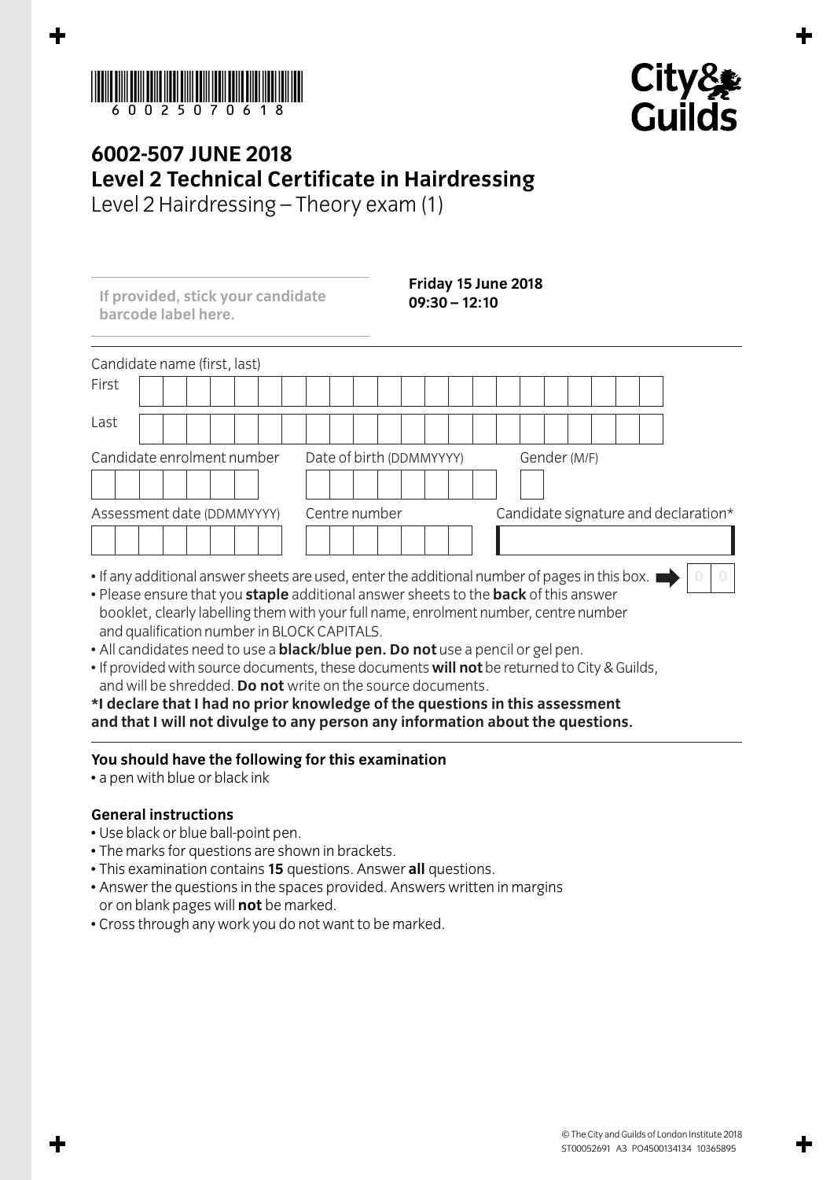60025070618

# 6002-507 JUNE 2018
## Level 2 Technical Certificate in Hairdressing
Level 2 Hairdressing – Theory exam (1)

**If provided, stick your candidate barcode label here.**

**Friday 15 June 2018**
**09:30 – 12:10**

Candidate name (first, last)

First

Last

Candidate enrolment number | Date of birth (DDMMYYYY) | Gender (M/F)

Assessment date (DDMMYYYY) | Centre number | Candidate signature and declaration*

- If any additional answer sheets are used, enter the additional number of pages in this box. 0 0
- Please ensure that you **staple** additional answer sheets to the **back** of this answer booklet, clearly labelling them with your full name, enrolment number, centre number and qualification number in BLOCK CAPITALS.
- All candidates need to use a **black/blue pen. Do not** use a pencil or gel pen.
- If provided with source documents, these documents **will not** be returned to City & Guilds, and will be shredded. **Do not** write on the source documents.

**\*I declare that I had no prior knowledge of the questions in this assessment and that I will not divulge to any person any information about the questions.**

### You should have the following for this examination
- a pen with blue or black ink

### General instructions
- Use black or blue ball-point pen.
- The marks for questions are shown in brackets.
- This examination contains **15** questions. Answer **all** questions.
- Answer the questions in the spaces provided. Answers written in margins or on blank pages will **not** be marked.
- Cross through any work you do not want to be marked.

© The City and Guilds of London Institute 2018
ST00052691 A3 PO4500134134 10365895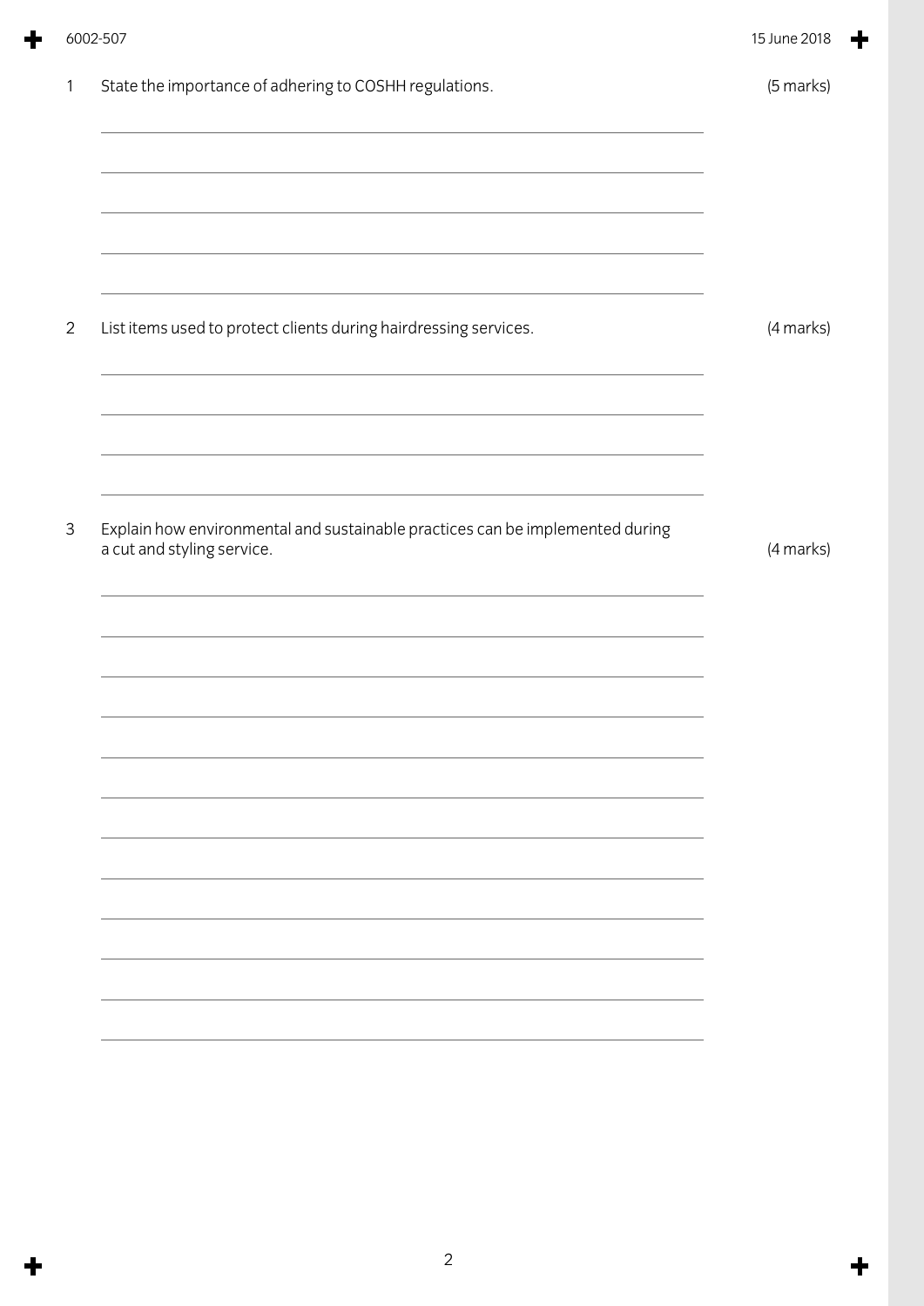1 State the importance of adhering to COSHH regulations. (5 marks)

2 List items used to protect clients during hairdressing services. (4 marks)

3 Explain how environmental and sustainable practices can be implemented during a cut and styling service. (4 marks)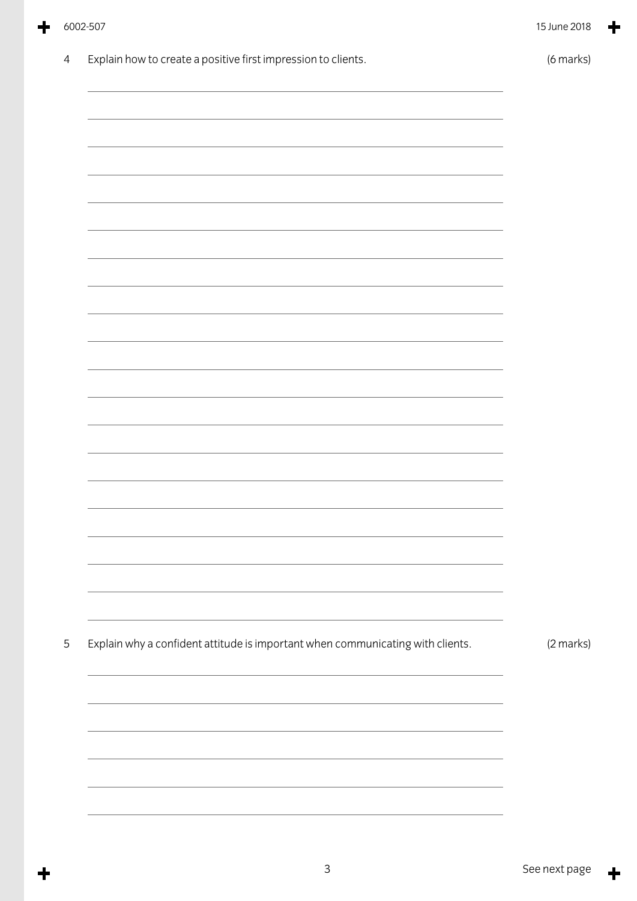4 Explain how to create a positive first impression to clients. (6 marks)

5 Explain why a confident attitude is important when communicating with clients. (2 marks)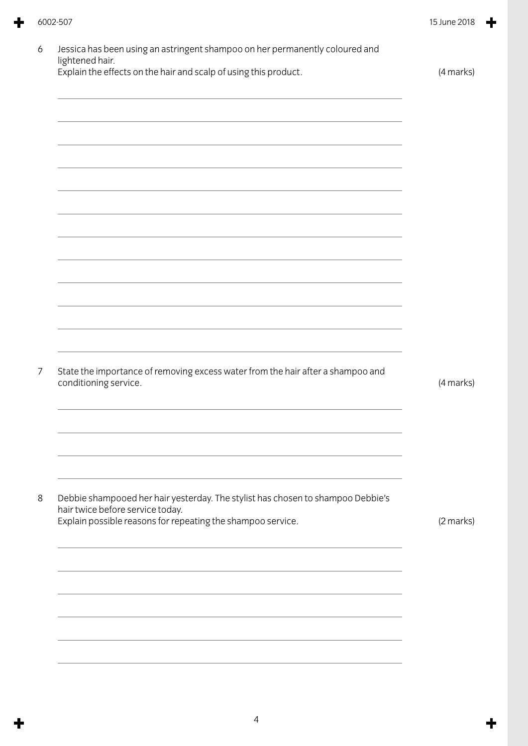6 Jessica has been using an astringent shampoo on her permanently coloured and lightened hair.
Explain the effects on the hair and scalp of using this product. (4 marks)

7 State the importance of removing excess water from the hair after a shampoo and conditioning service. (4 marks)

8 Debbie shampooed her hair yesterday. The stylist has chosen to shampoo Debbie's hair twice before service today.
Explain possible reasons for repeating the shampoo service. (2 marks)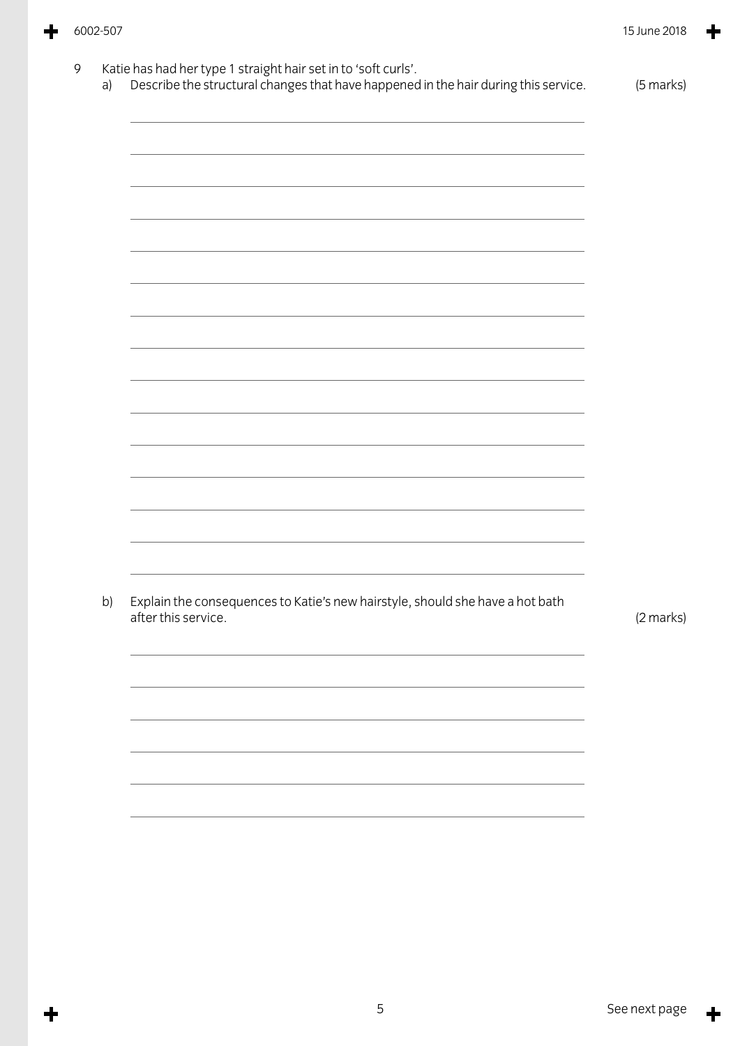9 Katie has had her type 1 straight hair set in to 'soft curls'.

a) Describe the structural changes that have happened in the hair during this service. (5 marks)

b) Explain the consequences to Katie's new hairstyle, should she have a hot bath after this service. (2 marks)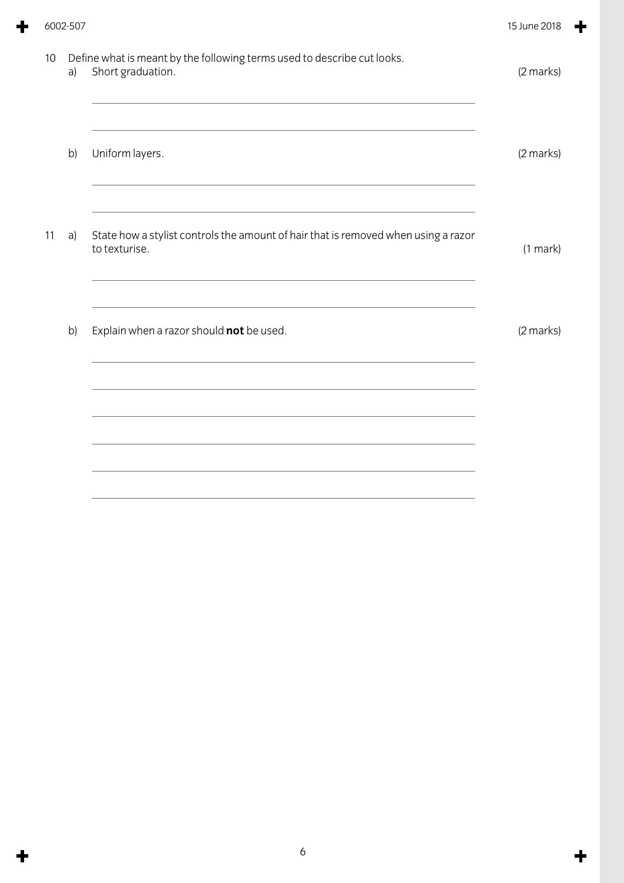10 Define what is meant by the following terms used to describe cut looks.

a) Short graduation. (2 marks)

b) Uniform layers. (2 marks)

11 a) State how a stylist controls the amount of hair that is removed when using a razor to texturise. (1 mark)

b) Explain when a razor should **not** be used. (2 marks)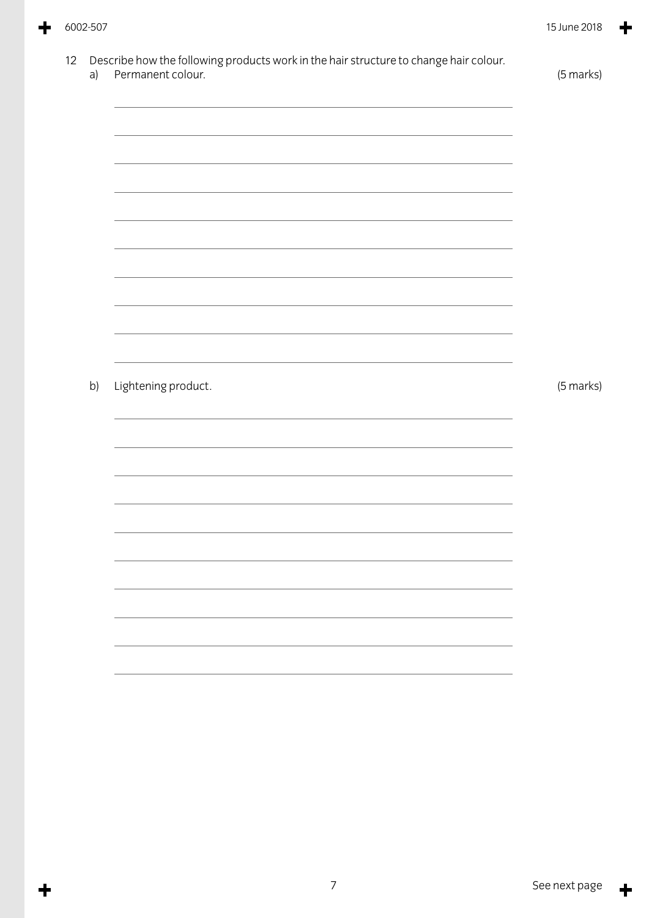12 Describe how the following products work in the hair structure to change hair colour.

a) Permanent colour. (5 marks)

b) Lightening product. (5 marks)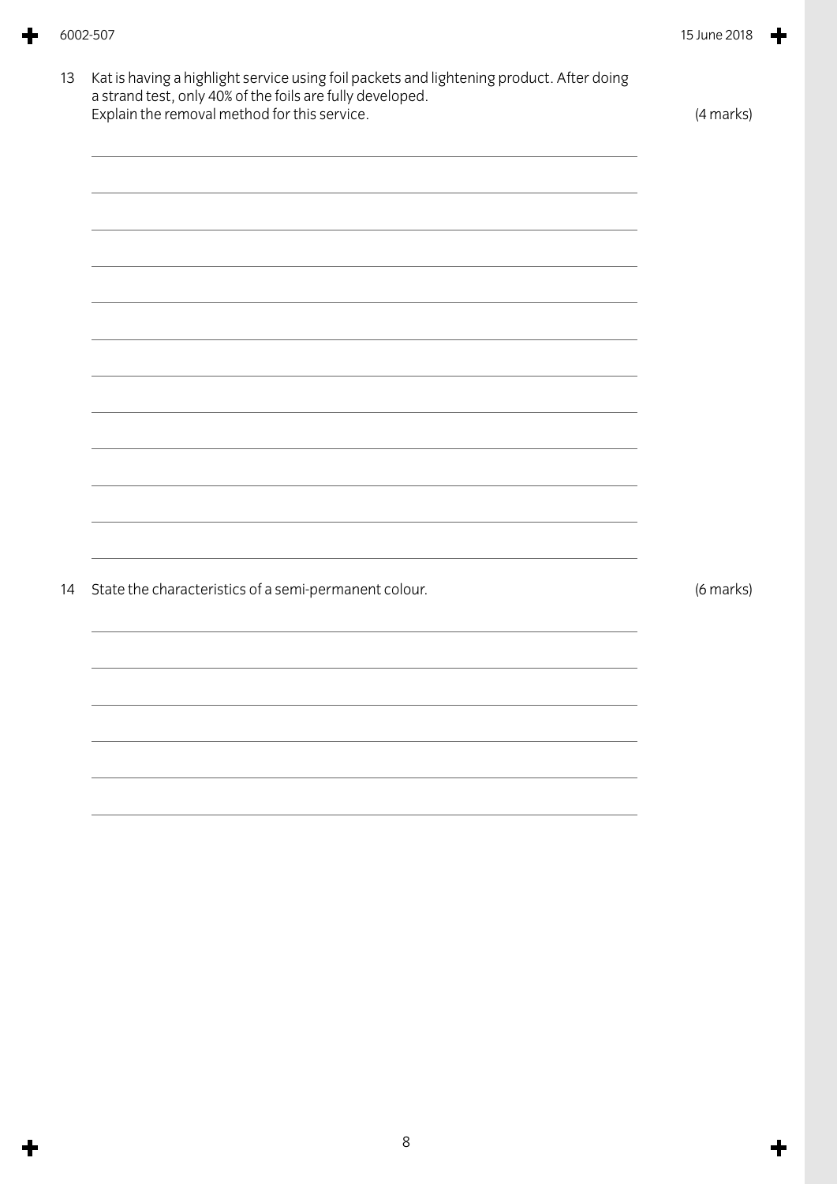13 Kat is having a highlight service using foil packets and lightening product. After doing a strand test, only 40% of the foils are fully developed.
Explain the removal method for this service. (4 marks)

14 State the characteristics of a semi-permanent colour. (6 marks)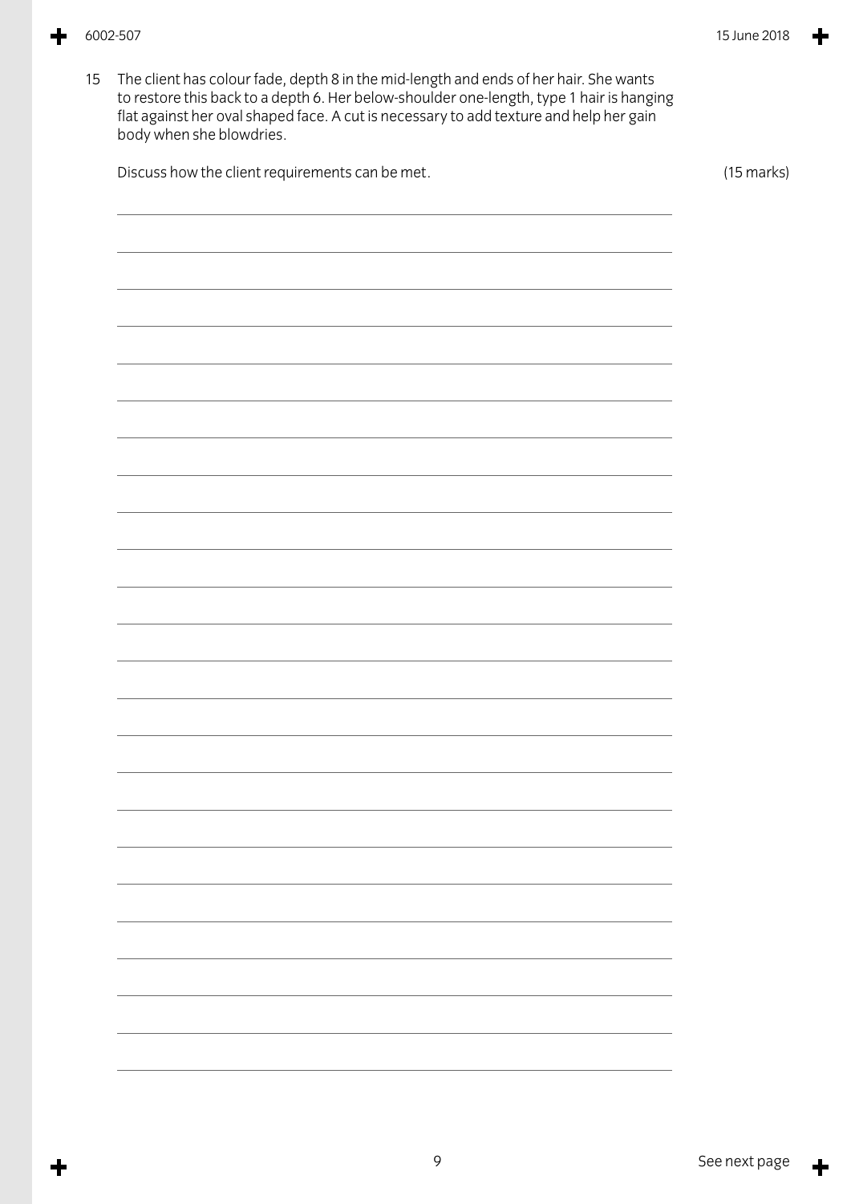15 The client has colour fade, depth 8 in the mid-length and ends of her hair. She wants to restore this back to a depth 6. Her below-shoulder one-length, type 1 hair is hanging flat against her oval shaped face. A cut is necessary to add texture and help her gain body when she blowdries.

Discuss how the client requirements can be met. (15 marks)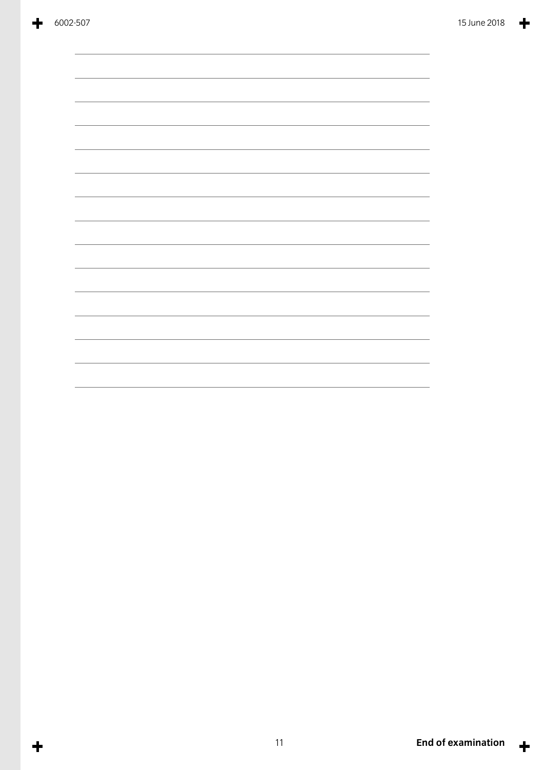**End of examination**